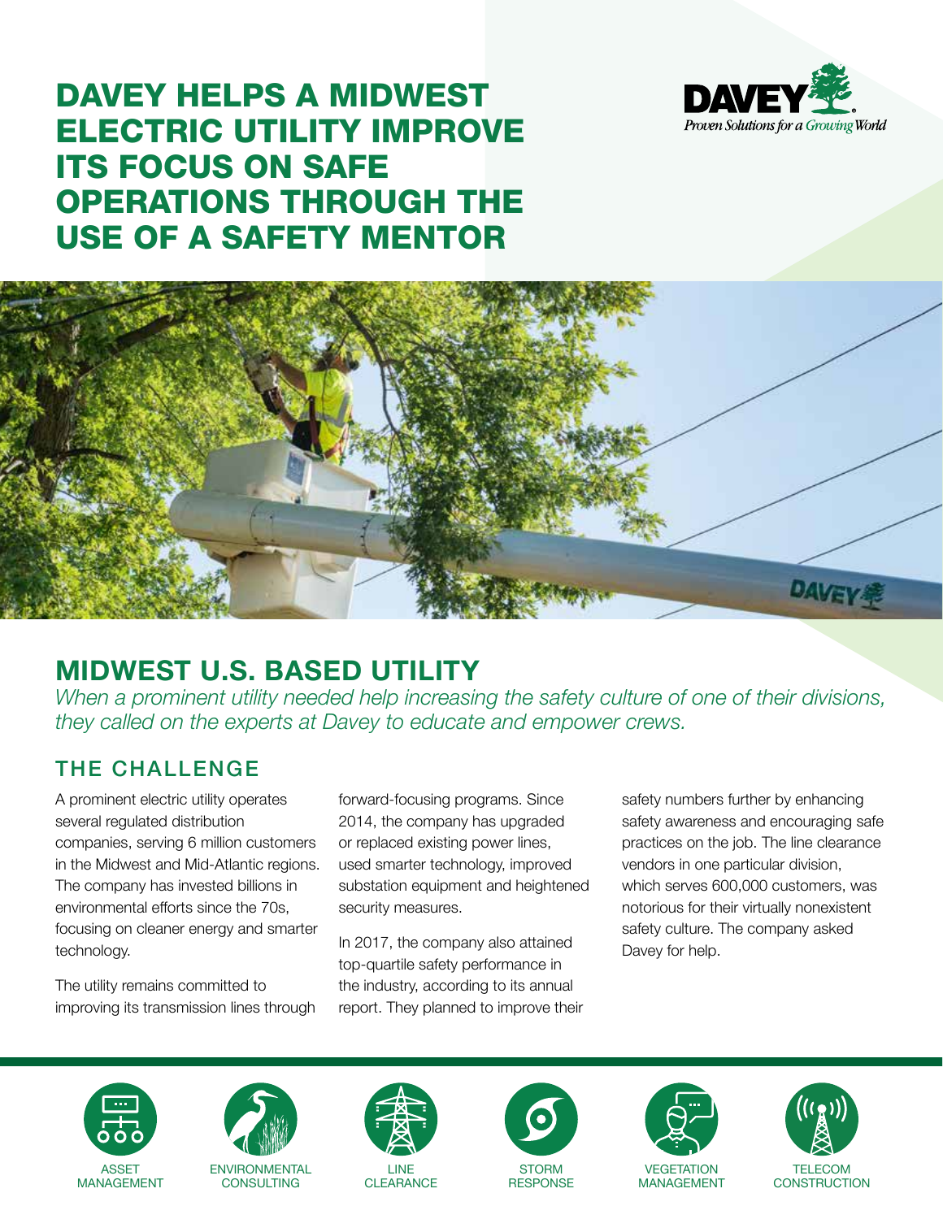# DAVEY HELPS A MIDWEST ELECTRIC UTILITY IMPROVE ITS FOCUS ON SAFE OPERATIONS THROUGH THE USE OF A SAFETY MENTOR

DAVEY
Proven Solutions for a Growing World

## MIDWEST U.S. BASED UTILITY

*When a prominent utility needed help increasing the safety culture of one of their divisions, they called on the experts at Davey to educate and empower crews.*

### THE CHALLENGE

A prominent electric utility operates several regulated distribution companies, serving 6 million customers in the Midwest and Mid-Atlantic regions. The company has invested billions in environmental efforts since the 70s, focusing on cleaner energy and smarter technology.

The utility remains committed to improving its transmission lines through forward-focusing programs. Since 2014, the company has upgraded or replaced existing power lines, used smarter technology, improved substation equipment and heightened security measures.

In 2017, the company also attained top-quartile safety performance in the industry, according to its annual report. They planned to improve their safety numbers further by enhancing safety awareness and encouraging safe practices on the job. The line clearance vendors in one particular division, which serves 600,000 customers, was notorious for their virtually nonexistent safety culture. The company asked Davey for help.

ASSET MANAGEMENT | ENVIRONMENTAL CONSULTING | LINE CLEARANCE | STORM RESPONSE | VEGETATION MANAGEMENT | TELECOM CONSTRUCTION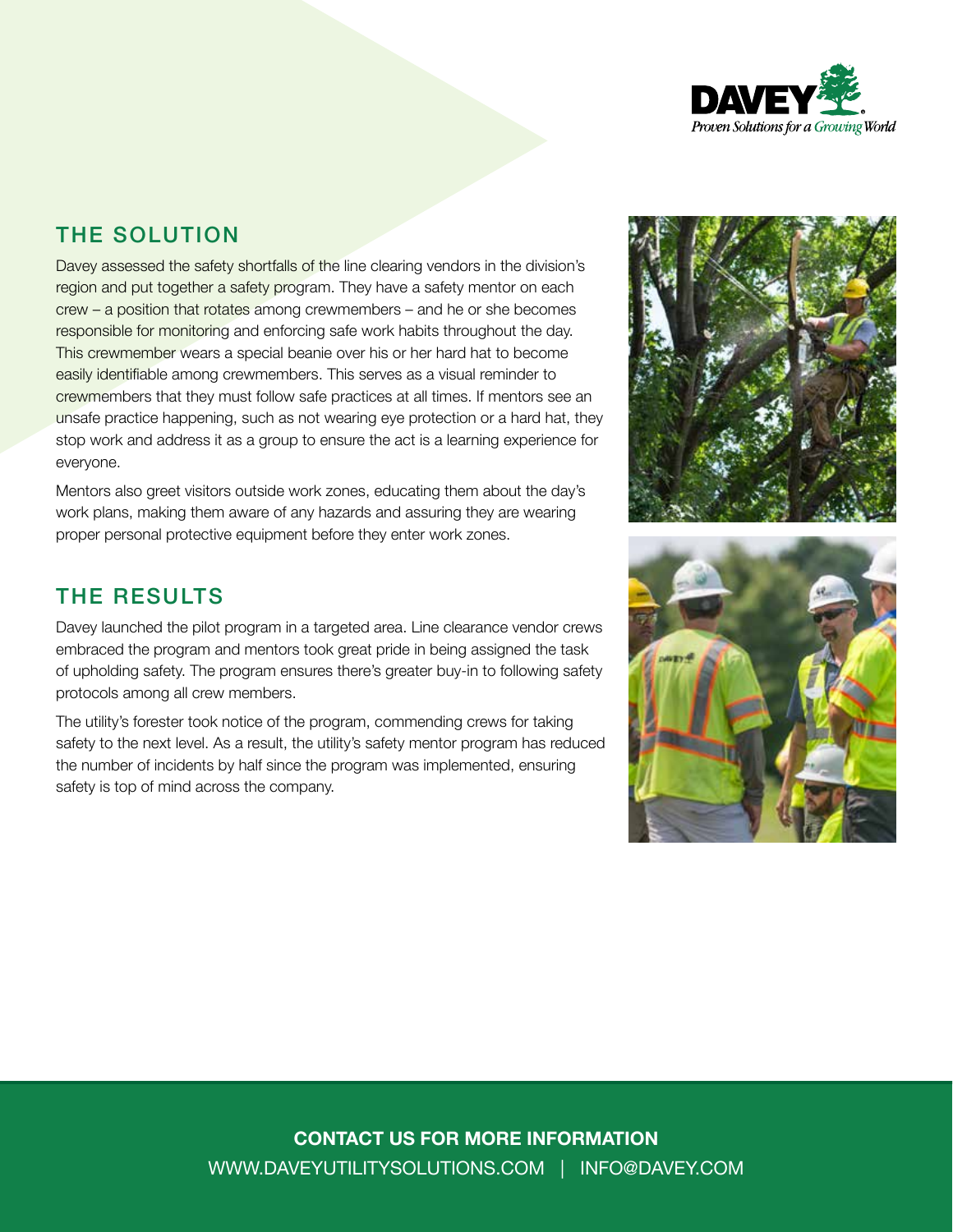## THE SOLUTION

Davey assessed the safety shortfalls of the line clearing vendors in the division's region and put together a safety program. They have a safety mentor on each crew – a position that rotates among crewmembers – and he or she becomes responsible for monitoring and enforcing safe work habits throughout the day. This crewmember wears a special beanie over his or her hard hat to become easily identifiable among crewmembers. This serves as a visual reminder to crewmembers that they must follow safe practices at all times. If mentors see an unsafe practice happening, such as not wearing eye protection or a hard hat, they stop work and address it as a group to ensure the act is a learning experience for everyone.

Mentors also greet visitors outside work zones, educating them about the day's work plans, making them aware of any hazards and assuring they are wearing proper personal protective equipment before they enter work zones.

## THE RESULTS

Davey launched the pilot program in a targeted area. Line clearance vendor crews embraced the program and mentors took great pride in being assigned the task of upholding safety. The program ensures there's greater buy-in to following safety protocols among all crew members.

The utility's forester took notice of the program, commending crews for taking safety to the next level. As a result, the utility's safety mentor program has reduced the number of incidents by half since the program was implemented, ensuring safety is top of mind across the company.

**CONTACT US FOR MORE INFORMATION**

WWW.DAVEYUTILITYSOLUTIONS.COM | INFO@DAVEY.COM